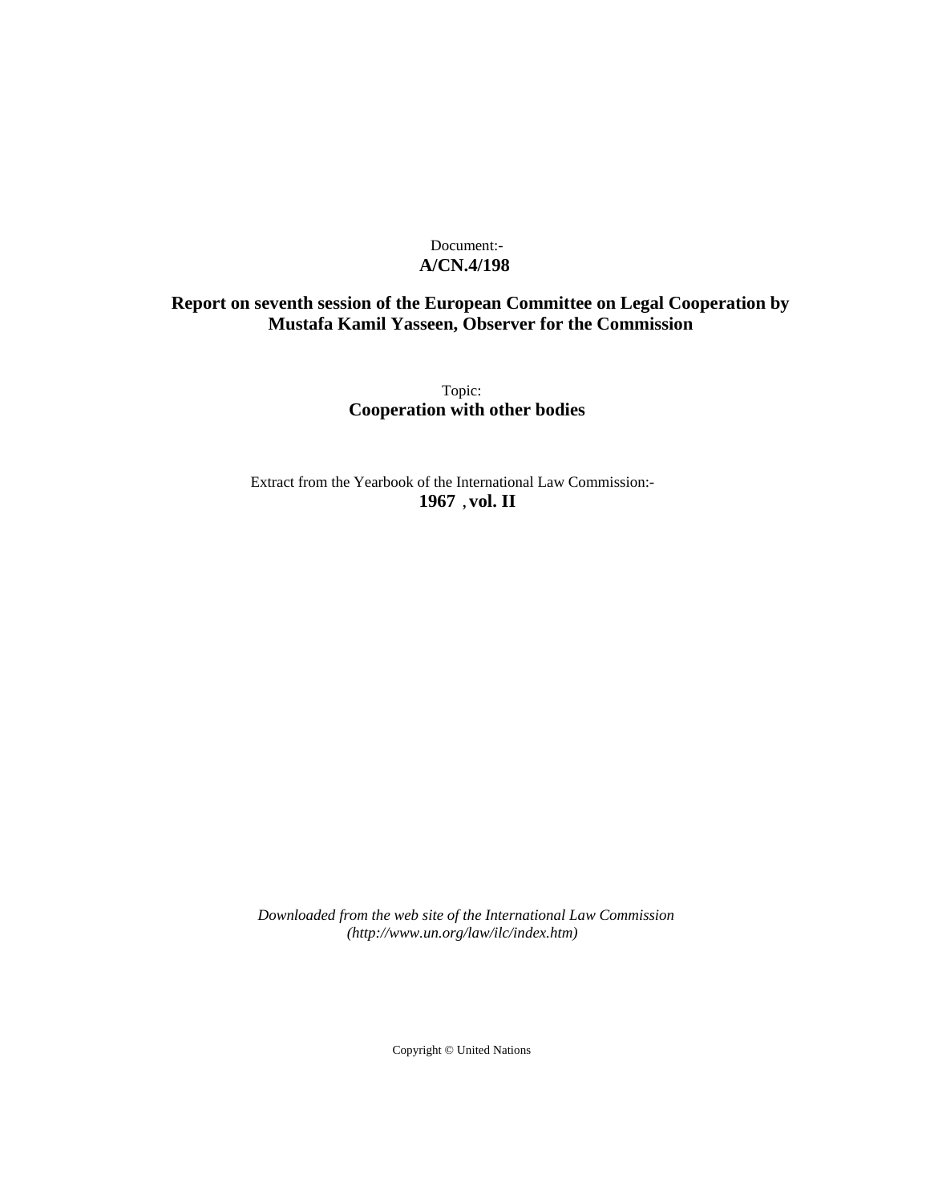Document:-

**A/CN.4/198**

**Report on seventh session of the European Committee on Legal Cooperation by Mustafa Kamil Yasseen, Observer for the Commission**

Topic:

**Cooperation with other bodies**

Extract from the Yearbook of the International Law Commission:-

**1967 , vol. II**

*Downloaded from the web site of the International Law Commission (http://www.un.org/law/ilc/index.htm)*

Copyright © United Nations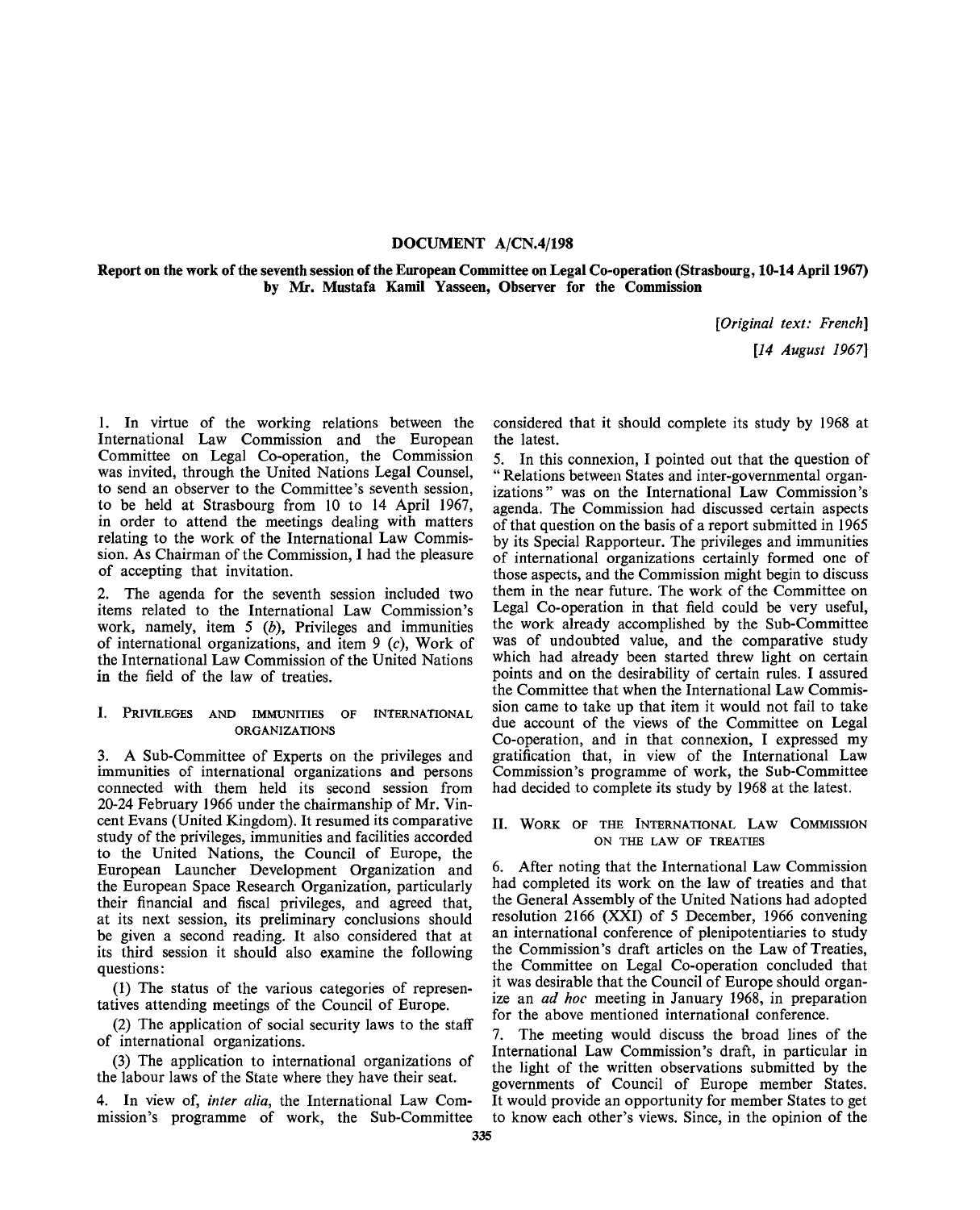# DOCUMENT A/CN.4/198

## Report on the work of the seventh session of the European Committee on Legal Co-operation (Strasbourg, 10-14 April 1967) by Mr. Mustafa Kamil Yasseen, Observer for the Commission

*[Original text: French]*
*[14 August 1967]*

1. In virtue of the working relations between the International Law Commission and the European Committee on Legal Co-operation, the Commission was invited, through the United Nations Legal Counsel, to send an observer to the Committee's seventh session, to be held at Strasbourg from 10 to 14 April 1967, in order to attend the meetings dealing with matters relating to the work of the International Law Commission. As Chairman of the Commission, I had the pleasure of accepting that invitation.

2. The agenda for the seventh session included two items related to the International Law Commission's work, namely, item 5 (*b*), Privileges and immunities of international organizations, and item 9 (*c*), Work of the International Law Commission of the United Nations in the field of the law of treaties.

### I. Privileges and immunities of international organizations

3. A Sub-Committee of Experts on the privileges and immunities of international organizations and persons connected with them held its second session from 20-24 February 1966 under the chairmanship of Mr. Vincent Evans (United Kingdom). It resumed its comparative study of the privileges, immunities and facilities accorded to the United Nations, the Council of Europe, the European Launcher Development Organization and the European Space Research Organization, particularly their financial and fiscal privileges, and agreed that, at its next session, its preliminary conclusions should be given a second reading. It also considered that at its third session it should also examine the following questions:

(1) The status of the various categories of representatives attending meetings of the Council of Europe.

(2) The application of social security laws to the staff of international organizations.

(3) The application to international organizations of the labour laws of the State where they have their seat.

4. In view of, *inter alia*, the International Law Commission's programme of work, the Sub-Committee considered that it should complete its study by 1968 at the latest.

5. In this connexion, I pointed out that the question of "Relations between States and inter-governmental organizations" was on the International Law Commission's agenda. The Commission had discussed certain aspects of that question on the basis of a report submitted in 1965 by its Special Rapporteur. The privileges and immunities of international organizations certainly formed one of those aspects, and the Commission might begin to discuss them in the near future. The work of the Committee on Legal Co-operation in that field could be very useful, the work already accomplished by the Sub-Committee was of undoubted value, and the comparative study which had already been started threw light on certain points and on the desirability of certain rules. I assured the Committee that when the International Law Commission came to take up that item it would not fail to take due account of the views of the Committee on Legal Co-operation, and in that connexion, I expressed my gratification that, in view of the International Law Commission's programme of work, the Sub-Committee had decided to complete its study by 1968 at the latest.

### II. Work of the International Law Commission on the law of treaties

6. After noting that the International Law Commission had completed its work on the law of treaties and that the General Assembly of the United Nations had adopted resolution 2166 (XXI) of 5 December, 1966 convening an international conference of plenipotentiaries to study the Commission's draft articles on the Law of Treaties, the Committee on Legal Co-operation concluded that it was desirable that the Council of Europe should organize an *ad hoc* meeting in January 1968, in preparation for the above mentioned international conference.

7. The meeting would discuss the broad lines of the International Law Commission's draft, in particular in the light of the written observations submitted by the governments of Council of Europe member States. It would provide an opportunity for member States to get to know each other's views. Since, in the opinion of the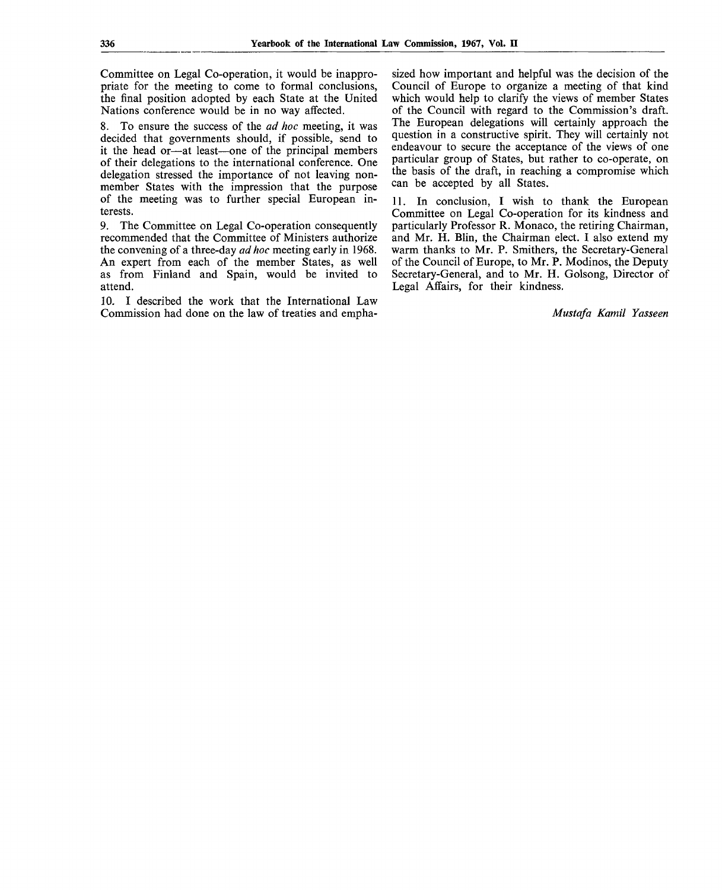Committee on Legal Co-operation, it would be inappropriate for the meeting to come to formal conclusions, the final position adopted by each State at the United Nations conference would be in no way affected.

8. To ensure the success of the *ad hoc* meeting, it was decided that governments should, if possible, send to it the head or—at least—one of the principal members of their delegations to the international conference. One delegation stressed the importance of not leaving non-member States with the impression that the purpose of the meeting was to further special European interests.

9. The Committee on Legal Co-operation consequently recommended that the Committee of Ministers authorize the convening of a three-day *ad hoc* meeting early in 1968. An expert from each of the member States, as well as from Finland and Spain, would be invited to attend.

10. I described the work that the International Law Commission had done on the law of treaties and emphasized how important and helpful was the decision of the Council of Europe to organize a meeting of that kind which would help to clarify the views of member States of the Council with regard to the Commission's draft. The European delegations will certainly approach the question in a constructive spirit. They will certainly not endeavour to secure the acceptance of the views of one particular group of States, but rather to co-operate, on the basis of the draft, in reaching a compromise which can be accepted by all States.

11. In conclusion, I wish to thank the European Committee on Legal Co-operation for its kindness and particularly Professor R. Monaco, the retiring Chairman, and Mr. H. Blin, the Chairman elect. I also extend my warm thanks to Mr. P. Smithers, the Secretary-General of the Council of Europe, to Mr. P. Modinos, the Deputy Secretary-General, and to Mr. H. Golsong, Director of Legal Affairs, for their kindness.

*Mustafa Kamil Yasseen*